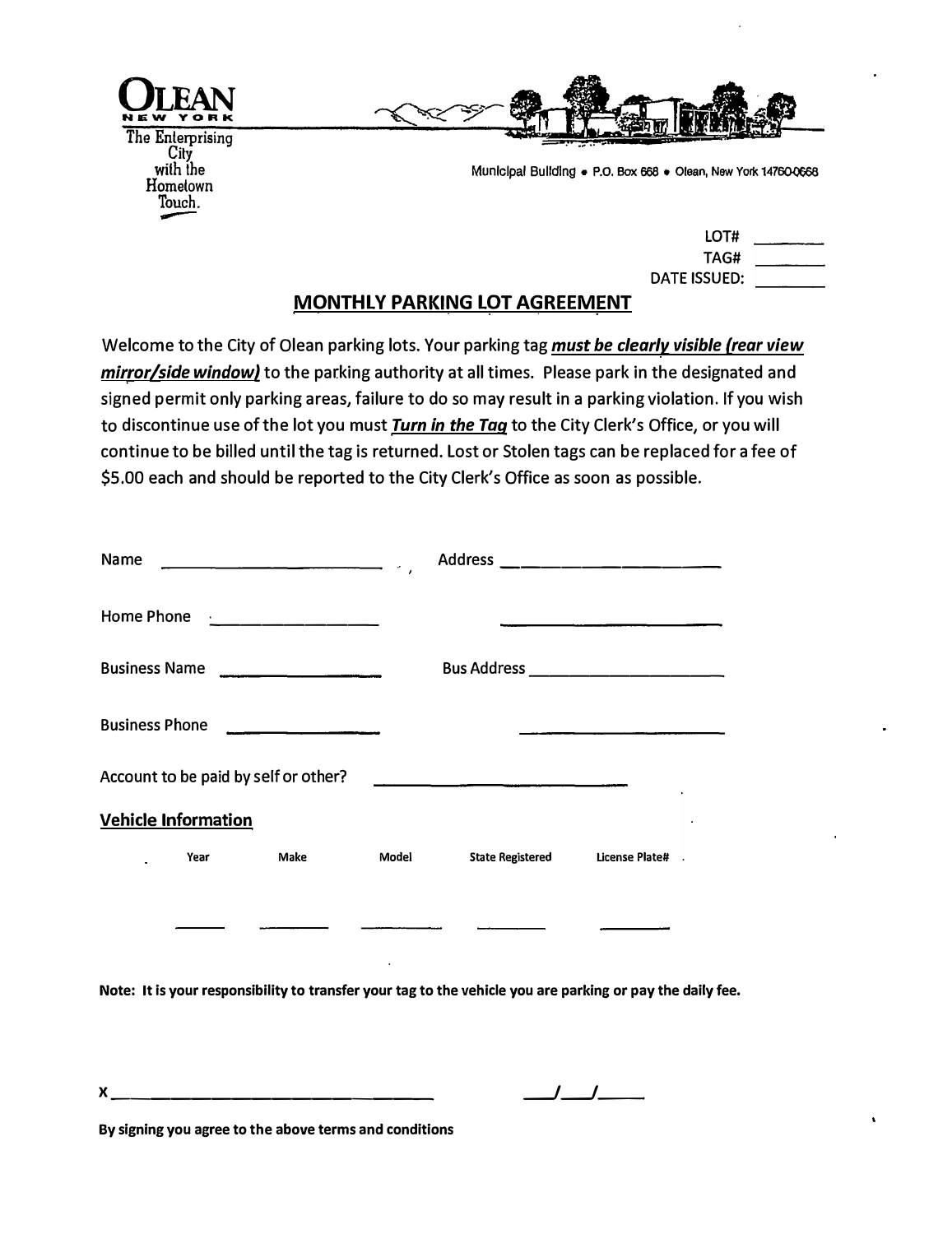**OLEAN**
NEW YORK
The Enterprising City with the Hometown Touch.

Municipal Building • P.O. Box 668 • Olean, New York 14760-0668

LOT# \_\_\_\_\_\_\_\_
TAG# \_\_\_\_\_\_\_\_
DATE ISSUED: \_\_\_\_\_\_\_\_

## MONTHLY PARKING LOT AGREEMENT

Welcome to the City of Olean parking lots. Your parking tag ***must be clearly visible (rear view mirror/side window)*** to the parking authority at all times. Please park in the designated and signed permit only parking areas, failure to do so may result in a parking violation. If you wish to discontinue use of the lot you must ***Turn in the Tag*** to the City Clerk's Office, or you will continue to be billed until the tag is returned. Lost or Stolen tags can be replaced for a fee of $5.00 each and should be reported to the City Clerk's Office as soon as possible.

Name \_\_\_\_\_\_\_\_\_\_\_\_\_\_\_\_\_\_\_\_\_\_\_\_ Address \_\_\_\_\_\_\_\_\_\_\_\_\_\_\_\_\_\_\_\_\_\_\_\_

Home Phone \_\_\_\_\_\_\_\_\_\_\_\_\_\_\_\_\_\_ \_\_\_\_\_\_\_\_\_\_\_\_\_\_\_\_\_\_\_\_\_\_\_\_

Business Name \_\_\_\_\_\_\_\_\_\_\_\_\_\_\_\_\_\_ Bus Address \_\_\_\_\_\_\_\_\_\_\_\_\_\_\_\_\_\_\_\_\_\_\_\_

Business Phone \_\_\_\_\_\_\_\_\_\_\_\_\_\_\_\_\_\_ \_\_\_\_\_\_\_\_\_\_\_\_\_\_\_\_\_\_\_\_\_\_\_\_

Account to be paid by self or other? \_\_\_\_\_\_\_\_\_\_\_\_\_\_\_\_\_\_\_\_\_\_\_\_

**Vehicle Information**

| Year | Make | Model | State Registered | License Plate# |
|---|---|---|---|---|
| | | | | |

**Note: It is your responsibility to transfer your tag to the vehicle you are parking or pay the daily fee.**

X \_\_\_\_\_\_\_\_\_\_\_\_\_\_\_\_\_\_\_\_\_\_\_\_\_\_\_\_\_\_\_\_\_\_\_\_ \_\_\_/\_\_\_/\_\_\_\_

**By signing you agree to the above terms and conditions**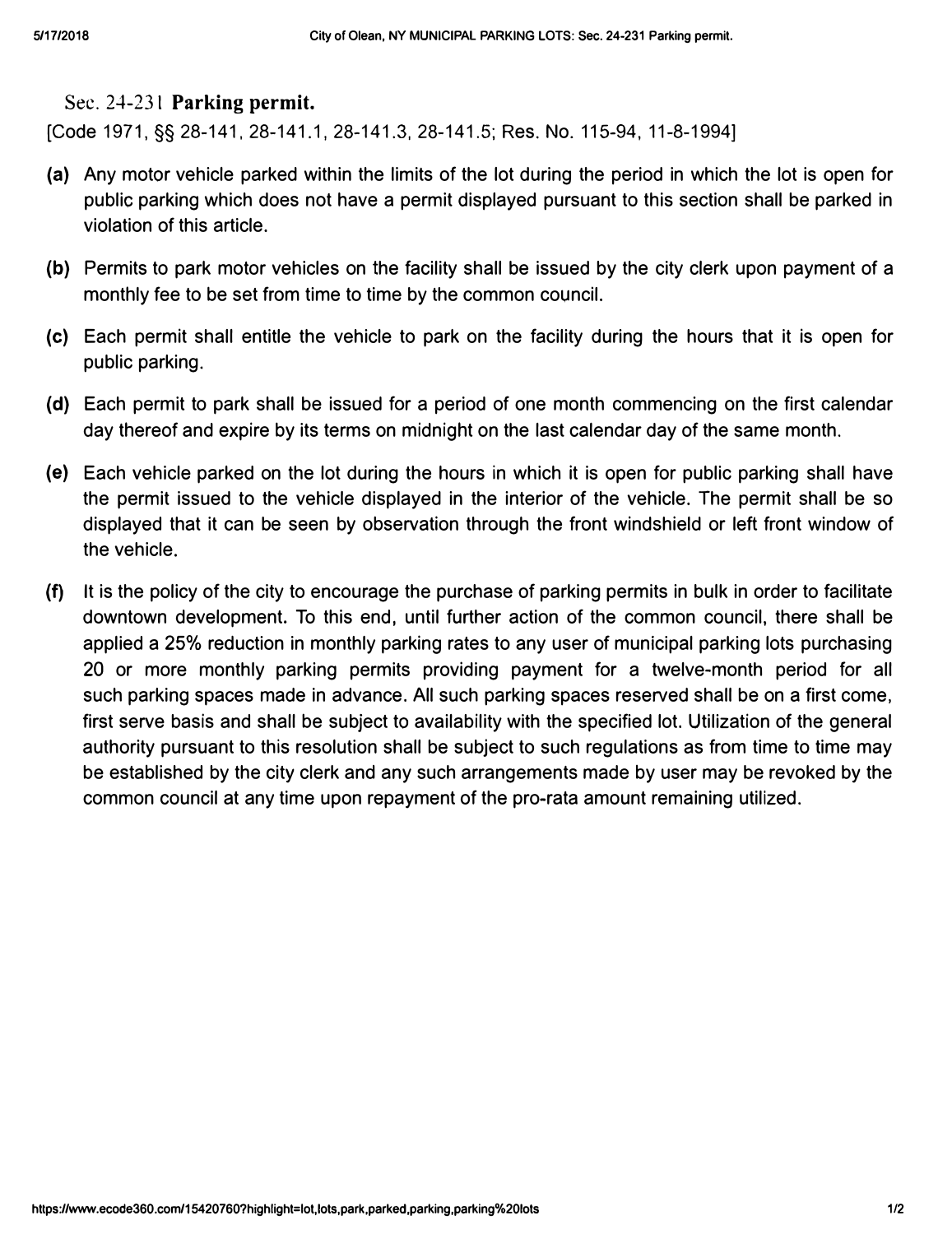## Sec. 24-231 **Parking permit.**

[Code 1971, §§ 28-141, 28-141.1, 28-141.3, 28-141.5; Res. No. 115-94, 11-8-1994]

**(a)** Any motor vehicle parked within the limits of the lot during the period in which the lot is open for public parking which does not have a permit displayed pursuant to this section shall be parked in violation of this article.

**(b)** Permits to park motor vehicles on the facility shall be issued by the city clerk upon payment of a monthly fee to be set from time to time by the common council.

**(c)** Each permit shall entitle the vehicle to park on the facility during the hours that it is open for public parking.

**(d)** Each permit to park shall be issued for a period of one month commencing on the first calendar day thereof and expire by its terms on midnight on the last calendar day of the same month.

**(e)** Each vehicle parked on the lot during the hours in which it is open for public parking shall have the permit issued to the vehicle displayed in the interior of the vehicle. The permit shall be so displayed that it can be seen by observation through the front windshield or left front window of the vehicle.

**(f)** It is the policy of the city to encourage the purchase of parking permits in bulk in order to facilitate downtown development. To this end, until further action of the common council, there shall be applied a 25% reduction in monthly parking rates to any user of municipal parking lots purchasing 20 or more monthly parking permits providing payment for a twelve-month period for all such parking spaces made in advance. All such parking spaces reserved shall be on a first come, first serve basis and shall be subject to availability with the specified lot. Utilization of the general authority pursuant to this resolution shall be subject to such regulations as from time to time may be established by the city clerk and any such arrangements made by user may be revoked by the common council at any time upon repayment of the pro-rata amount remaining utilized.